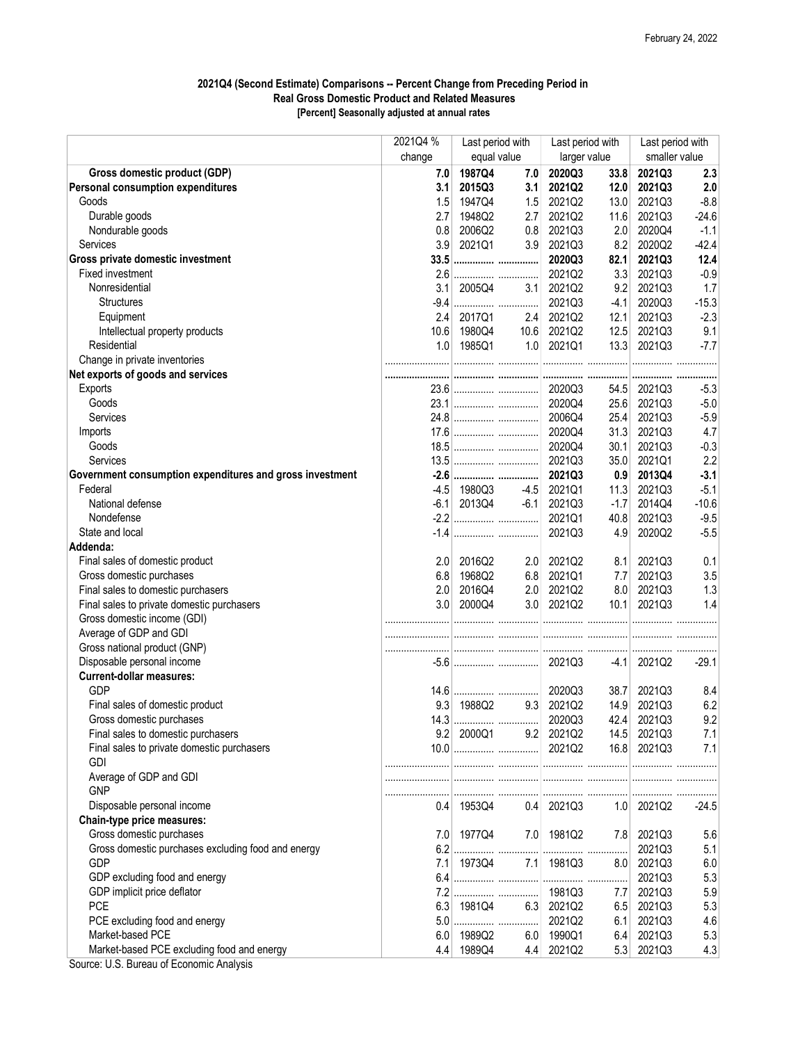February 24, 2022

## 2021Q4 (Second Estimate) Comparisons -- Percent Change from Preceding Period in Real Gross Domestic Product and Related Measures

**[Percent] Seasonally adjusted at annual rates**

| | 2021Q4 % change | Last period with equal value | | Last period with larger value | | Last period with smaller value | |
|---|---|---|---|---|---|---|---|
| **Gross domestic product (GDP)** | **7.0** | **1987Q4** | **7.0** | **2020Q3** | **33.8** | **2021Q3** | **2.3** |
| **Personal consumption expenditures** | **3.1** | **2015Q3** | **3.1** | **2021Q2** | **12.0** | **2021Q3** | **2.0** |
| Goods | 1.5 | 1947Q4 | 1.5 | 2021Q2 | 13.0 | 2021Q3 | -8.8 |
| Durable goods | 2.7 | 1948Q2 | 2.7 | 2021Q2 | 11.6 | 2021Q3 | -24.6 |
| Nondurable goods | 0.8 | 2006Q2 | 0.8 | 2021Q3 | 2.0 | 2020Q4 | -1.1 |
| Services | 3.9 | 2021Q1 | 3.9 | 2021Q3 | 8.2 | 2020Q2 | -42.4 |
| **Gross private domestic investment** | **33.5** | ............... | ............... | **2020Q3** | **82.1** | **2021Q3** | **12.4** |
| Fixed investment | 2.6 | ............... | ............... | 2021Q2 | 3.3 | 2021Q3 | -0.9 |
| Nonresidential | 3.1 | 2005Q4 | 3.1 | 2021Q2 | 9.2 | 2021Q3 | 1.7 |
| Structures | -9.4 | ............... | ............... | 2021Q3 | -4.1 | 2020Q3 | -15.3 |
| Equipment | 2.4 | 2017Q1 | 2.4 | 2021Q2 | 12.1 | 2021Q3 | -2.3 |
| Intellectual property products | 10.6 | 1980Q4 | 10.6 | 2021Q2 | 12.5 | 2021Q3 | 9.1 |
| Residential | 1.0 | 1985Q1 | 1.0 | 2021Q1 | 13.3 | 2021Q3 | -7.7 |
| Change in private inventories | ............... | ............... | ............... | ............... | ............... | ............... | ............... |
| **Net exports of goods and services** | ............... | ............... | ............... | ............... | ............... | ............... | ............... |
| Exports | 23.6 | ............... | ............... | 2020Q3 | 54.5 | 2021Q3 | -5.3 |
| Goods | 23.1 | ............... | ............... | 2020Q4 | 25.6 | 2021Q3 | -5.0 |
| Services | 24.8 | ............... | ............... | 2006Q4 | 25.4 | 2021Q3 | -5.9 |
| Imports | 17.6 | ............... | ............... | 2020Q4 | 31.3 | 2021Q3 | 4.7 |
| Goods | 18.5 | ............... | ............... | 2020Q4 | 30.1 | 2021Q3 | -0.3 |
| Services | 13.5 | ............... | ............... | 2021Q3 | 35.0 | 2021Q1 | 2.2 |
| **Government consumption expenditures and gross investment** | **-2.6** | ............... | ............... | **2021Q3** | **0.9** | **2013Q4** | **-3.1** |
| Federal | -4.5 | 1980Q3 | -4.5 | 2021Q1 | 11.3 | 2021Q3 | -5.1 |
| National defense | -6.1 | 2013Q4 | -6.1 | 2021Q3 | -1.7 | 2014Q4 | -10.6 |
| Nondefense | -2.2 | ............... | ............... | 2021Q1 | 40.8 | 2021Q3 | -9.5 |
| State and local | -1.4 | ............... | ............... | 2021Q3 | 4.9 | 2020Q2 | -5.5 |
| **Addenda:** | | | | | | | |
| Final sales of domestic product | 2.0 | 2016Q2 | 2.0 | 2021Q2 | 8.1 | 2021Q3 | 0.1 |
| Gross domestic purchases | 6.8 | 1968Q2 | 6.8 | 2021Q1 | 7.7 | 2021Q3 | 3.5 |
| Final sales to domestic purchasers | 2.0 | 2016Q4 | 2.0 | 2021Q2 | 8.0 | 2021Q3 | 1.3 |
| Final sales to private domestic purchasers | 3.0 | 2000Q4 | 3.0 | 2021Q2 | 10.1 | 2021Q3 | 1.4 |
| Gross domestic income (GDI) | ............... | ............... | ............... | ............... | ............... | ............... | ............... |
| Average of GDP and GDI | ............... | ............... | ............... | ............... | ............... | ............... | ............... |
| Gross national product (GNP) | ............... | ............... | ............... | ............... | ............... | ............... | ............... |
| Disposable personal income | -5.6 | ............... | ............... | 2021Q3 | -4.1 | 2021Q2 | -29.1 |
| **Current-dollar measures:** | | | | | | | |
| GDP | 14.6 | ............... | ............... | 2020Q3 | 38.7 | 2021Q3 | 8.4 |
| Final sales of domestic product | 9.3 | 1988Q2 | 9.3 | 2021Q2 | 14.9 | 2021Q3 | 6.2 |
| Gross domestic purchases | 14.3 | ............... | ............... | 2020Q3 | 42.4 | 2021Q3 | 9.2 |
| Final sales to domestic purchasers | 9.2 | 2000Q1 | 9.2 | 2021Q2 | 14.5 | 2021Q3 | 7.1 |
| Final sales to private domestic purchasers | 10.0 | ............... | ............... | 2021Q2 | 16.8 | 2021Q3 | 7.1 |
| GDI | ............... | ............... | ............... | ............... | ............... | ............... | ............... |
| Average of GDP and GDI | ............... | ............... | ............... | ............... | ............... | ............... | ............... |
| GNP | ............... | ............... | ............... | ............... | ............... | ............... | ............... |
| Disposable personal income | 0.4 | 1953Q4 | 0.4 | 2021Q3 | 1.0 | 2021Q2 | -24.5 |
| **Chain-type price measures:** | | | | | | | |
| Gross domestic purchases | 7.0 | 1977Q4 | 7.0 | 1981Q2 | 7.8 | 2021Q3 | 5.6 |
| Gross domestic purchases excluding food and energy | 6.2 | ............... | ............... | ............... | ............... | 2021Q3 | 5.1 |
| GDP | 7.1 | 1973Q4 | 7.1 | 1981Q3 | 8.0 | 2021Q3 | 6.0 |
| GDP excluding food and energy | 6.4 | ............... | ............... | ............... | ............... | 2021Q3 | 5.3 |
| GDP implicit price deflator | 7.2 | ............... | ............... | 1981Q3 | 7.7 | 2021Q3 | 5.9 |
| PCE | 6.3 | 1981Q4 | 6.3 | 2021Q2 | 6.5 | 2021Q3 | 5.3 |
| PCE excluding food and energy | 5.0 | ............... | ............... | 2021Q2 | 6.1 | 2021Q3 | 4.6 |
| Market-based PCE | 6.0 | 1989Q2 | 6.0 | 1990Q1 | 6.4 | 2021Q3 | 5.3 |
| Market-based PCE excluding food and energy | 4.4 | 1989Q4 | 4.4 | 2021Q2 | 5.3 | 2021Q3 | 4.3 |

Source: U.S. Bureau of Economic Analysis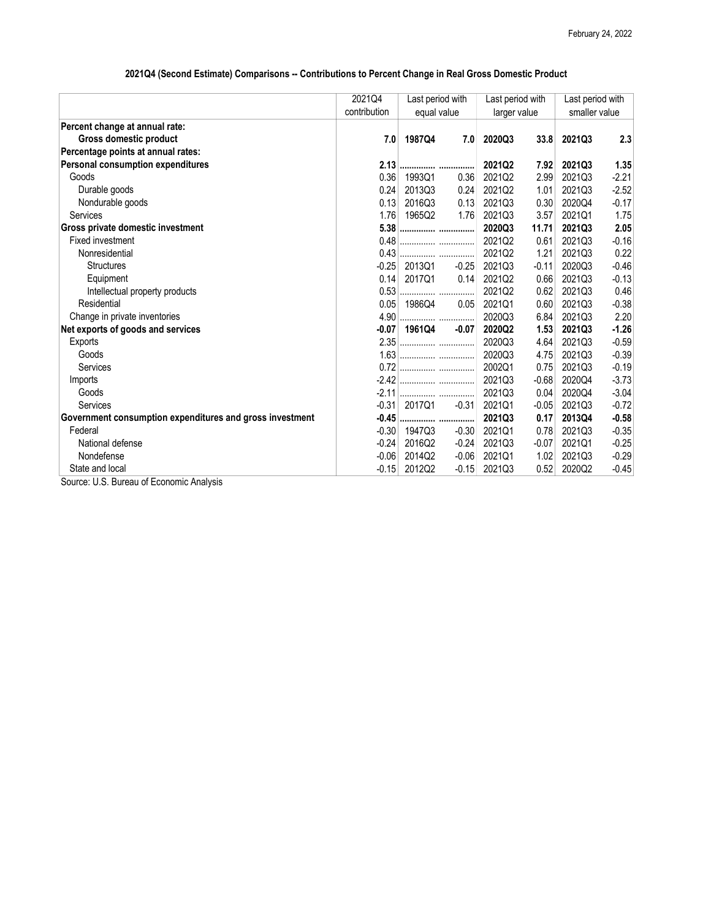February 24, 2022

## 2021Q4 (Second Estimate) Comparisons -- Contributions to Percent Change in Real Gross Domestic Product

| | 2021Q4 contribution | Last period with equal value | | Last period with larger value | | Last period with smaller value | |
|---|---|---|---|---|---|---|---|
| **Percent change at annual rate:** | | | | | | | |
| **Gross domestic product** | **7.0** | **1987Q4** | **7.0** | **2020Q3** | **33.8** | **2021Q3** | **2.3** |
| **Percentage points at annual rates:** | | | | | | | |
| **Personal consumption expenditures** | **2.13** | **...............** | **...............** | **2021Q2** | **7.92** | **2021Q3** | **1.35** |
| Goods | 0.36 | 1993Q1 | 0.36 | 2021Q2 | 2.99 | 2021Q3 | -2.21 |
| Durable goods | 0.24 | 2013Q3 | 0.24 | 2021Q2 | 1.01 | 2021Q3 | -2.52 |
| Nondurable goods | 0.13 | 2016Q3 | 0.13 | 2021Q3 | 0.30 | 2020Q4 | -0.17 |
| Services | 1.76 | 1965Q2 | 1.76 | 2021Q3 | 3.57 | 2021Q1 | 1.75 |
| **Gross private domestic investment** | **5.38** | **...............** | **...............** | **2020Q3** | **11.71** | **2021Q3** | **2.05** |
| Fixed investment | 0.48 | ............... | ............... | 2021Q2 | 0.61 | 2021Q3 | -0.16 |
| Nonresidential | 0.43 | ............... | ............... | 2021Q2 | 1.21 | 2021Q3 | 0.22 |
| Structures | -0.25 | 2013Q1 | -0.25 | 2021Q3 | -0.11 | 2020Q3 | -0.46 |
| Equipment | 0.14 | 2017Q1 | 0.14 | 2021Q2 | 0.66 | 2021Q3 | -0.13 |
| Intellectual property products | 0.53 | ............... | ............... | 2021Q2 | 0.62 | 2021Q3 | 0.46 |
| Residential | 0.05 | 1986Q4 | 0.05 | 2021Q1 | 0.60 | 2021Q3 | -0.38 |
| Change in private inventories | 4.90 | ............... | ............... | 2020Q3 | 6.84 | 2021Q3 | 2.20 |
| **Net exports of goods and services** | **-0.07** | **1961Q4** | **-0.07** | **2020Q2** | **1.53** | **2021Q3** | **-1.26** |
| Exports | 2.35 | ............... | ............... | 2020Q3 | 4.64 | 2021Q3 | -0.59 |
| Goods | 1.63 | ............... | ............... | 2020Q3 | 4.75 | 2021Q3 | -0.39 |
| Services | 0.72 | ............... | ............... | 2002Q1 | 0.75 | 2021Q3 | -0.19 |
| Imports | -2.42 | ............... | ............... | 2021Q3 | -0.68 | 2020Q4 | -3.73 |
| Goods | -2.11 | ............... | ............... | 2021Q3 | 0.04 | 2020Q4 | -3.04 |
| Services | -0.31 | 2017Q1 | -0.31 | 2021Q1 | -0.05 | 2021Q3 | -0.72 |
| **Government consumption expenditures and gross investment** | **-0.45** | **...............** | **...............** | **2021Q3** | **0.17** | **2013Q4** | **-0.58** |
| Federal | -0.30 | 1947Q3 | -0.30 | 2021Q1 | 0.78 | 2021Q3 | -0.35 |
| National defense | -0.24 | 2016Q2 | -0.24 | 2021Q3 | -0.07 | 2021Q1 | -0.25 |
| Nondefense | -0.06 | 2014Q2 | -0.06 | 2021Q1 | 1.02 | 2021Q3 | -0.29 |
| State and local | -0.15 | 2012Q2 | -0.15 | 2021Q3 | 0.52 | 2020Q2 | -0.45 |

Source: U.S. Bureau of Economic Analysis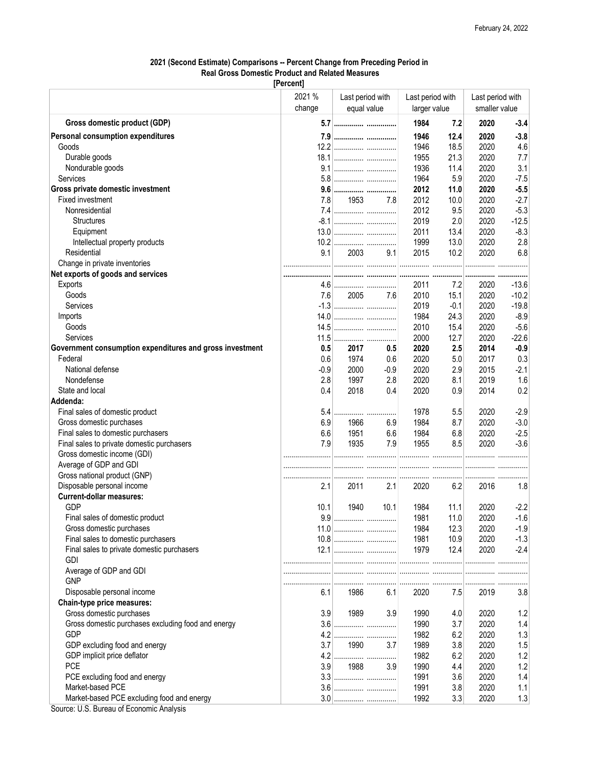February 24, 2022

**2021 (Second Estimate) Comparisons -- Percent Change from Preceding Period in Real Gross Domestic Product and Related Measures**
**[Percent]**

| | 2021 % change | Last period with equal value | | Last period with larger value | | Last period with smaller value | |
|---|---|---|---|---|---|---|---|
| **Gross domestic product (GDP)** | **5.7** | ............... | ............... | **1984** | **7.2** | **2020** | **-3.4** |
| **Personal consumption expenditures** | **7.9** | ............... | ............... | **1946** | **12.4** | **2020** | **-3.8** |
| Goods | 12.2 | ............... | ............... | 1946 | 18.5 | 2020 | 4.6 |
| Durable goods | 18.1 | ............... | ............... | 1955 | 21.3 | 2020 | 7.7 |
| Nondurable goods | 9.1 | ............... | ............... | 1936 | 11.4 | 2020 | 3.1 |
| Services | 5.8 | ............... | ............... | 1964 | 5.9 | 2020 | -7.5 |
| **Gross private domestic investment** | **9.6** | ............... | ............... | **2012** | **11.0** | **2020** | **-5.5** |
| Fixed investment | 7.8 | 1953 | 7.8 | 2012 | 10.0 | 2020 | -2.7 |
| Nonresidential | 7.4 | ............... | ............... | 2012 | 9.5 | 2020 | -5.3 |
| Structures | -8.1 | ............... | ............... | 2019 | 2.0 | 2020 | -12.5 |
| Equipment | 13.0 | ............... | ............... | 2011 | 13.4 | 2020 | -8.3 |
| Intellectual property products | 10.2 | ............... | ............... | 1999 | 13.0 | 2020 | 2.8 |
| Residential | 9.1 | 2003 | 9.1 | 2015 | 10.2 | 2020 | 6.8 |
| Change in private inventories | ............... | ............... | ............... | ............... | ............... | ............... | ............... |
| **Net exports of goods and services** | ............... | ............... | ............... | ............... | ............... | ............... | ............... |
| Exports | 4.6 | ............... | ............... | 2011 | 7.2 | 2020 | -13.6 |
| Goods | 7.6 | 2005 | 7.6 | 2010 | 15.1 | 2020 | -10.2 |
| Services | -1.3 | ............... | ............... | 2019 | -0.1 | 2020 | -19.8 |
| Imports | 14.0 | ............... | ............... | 1984 | 24.3 | 2020 | -8.9 |
| Goods | 14.5 | ............... | ............... | 2010 | 15.4 | 2020 | -5.6 |
| Services | 11.5 | ............... | ............... | 2000 | 12.7 | 2020 | -22.6 |
| **Government consumption expenditures and gross investment** | **0.5** | **2017** | **0.5** | **2020** | **2.5** | **2014** | **-0.9** |
| Federal | 0.6 | 1974 | 0.6 | 2020 | 5.0 | 2017 | 0.3 |
| National defense | -0.9 | 2000 | -0.9 | 2020 | 2.9 | 2015 | -2.1 |
| Nondefense | 2.8 | 1997 | 2.8 | 2020 | 8.1 | 2019 | 1.6 |
| State and local | 0.4 | 2018 | 0.4 | 2020 | 0.9 | 2014 | 0.2 |
| **Addenda:** | | | | | | | |
| Final sales of domestic product | 5.4 | ............... | ............... | 1978 | 5.5 | 2020 | -2.9 |
| Gross domestic purchases | 6.9 | 1966 | 6.9 | 1984 | 8.7 | 2020 | -3.0 |
| Final sales to domestic purchasers | 6.6 | 1951 | 6.6 | 1984 | 6.8 | 2020 | -2.5 |
| Final sales to private domestic purchasers | 7.9 | 1935 | 7.9 | 1955 | 8.5 | 2020 | -3.6 |
| Gross domestic income (GDI) | ............... | ............... | ............... | ............... | ............... | ............... | ............... |
| Average of GDP and GDI | ............... | ............... | ............... | ............... | ............... | ............... | ............... |
| Gross national product (GNP) | ............... | ............... | ............... | ............... | ............... | ............... | ............... |
| Disposable personal income | 2.1 | 2011 | 2.1 | 2020 | 6.2 | 2016 | 1.8 |
| **Current-dollar measures:** | | | | | | | |
| GDP | 10.1 | 1940 | 10.1 | 1984 | 11.1 | 2020 | -2.2 |
| Final sales of domestic product | 9.9 | ............... | ............... | 1981 | 11.0 | 2020 | -1.6 |
| Gross domestic purchases | 11.0 | ............... | ............... | 1984 | 12.3 | 2020 | -1.9 |
| Final sales to domestic purchasers | 10.8 | ............... | ............... | 1981 | 10.9 | 2020 | -1.3 |
| Final sales to private domestic purchasers | 12.1 | ............... | ............... | 1979 | 12.4 | 2020 | -2.4 |
| GDI | ............... | ............... | ............... | ............... | ............... | ............... | ............... |
| Average of GDP and GDI | ............... | ............... | ............... | ............... | ............... | ............... | ............... |
| GNP | ............... | ............... | ............... | ............... | ............... | ............... | ............... |
| Disposable personal income | 6.1 | 1986 | 6.1 | 2020 | 7.5 | 2019 | 3.8 |
| **Chain-type price measures:** | | | | | | | |
| Gross domestic purchases | 3.9 | 1989 | 3.9 | 1990 | 4.0 | 2020 | 1.2 |
| Gross domestic purchases excluding food and energy | 3.6 | ............... | ............... | 1990 | 3.7 | 2020 | 1.4 |
| GDP | 4.2 | ............... | ............... | 1982 | 6.2 | 2020 | 1.3 |
| GDP excluding food and energy | 3.7 | 1990 | 3.7 | 1989 | 3.8 | 2020 | 1.5 |
| GDP implicit price deflator | 4.2 | ............... | ............... | 1982 | 6.2 | 2020 | 1.2 |
| PCE | 3.9 | 1988 | 3.9 | 1990 | 4.4 | 2020 | 1.2 |
| PCE excluding food and energy | 3.3 | ............... | ............... | 1991 | 3.6 | 2020 | 1.4 |
| Market-based PCE | 3.6 | ............... | ............... | 1991 | 3.8 | 2020 | 1.1 |
| Market-based PCE excluding food and energy | 3.0 | ............... | ............... | 1992 | 3.3 | 2020 | 1.3 |

Source: U.S. Bureau of Economic Analysis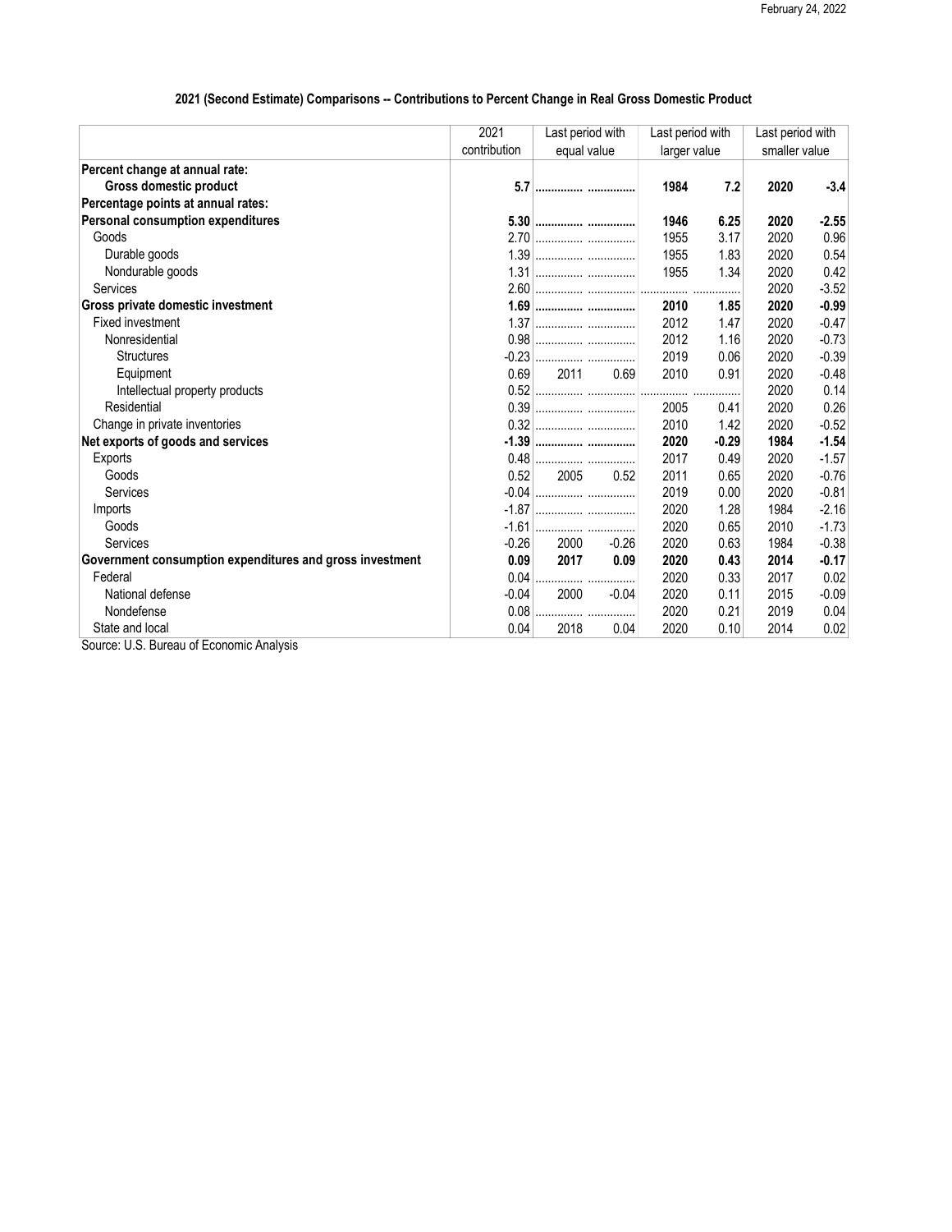## 2021 (Second Estimate) Comparisons -- Contributions to Percent Change in Real Gross Domestic Product

| | 2021 contribution | Last period with equal value | | Last period with larger value | | Last period with smaller value | |
|---|---|---|---|---|---|---|---|
| **Percent change at annual rate:** | | | | | | | |
| **Gross domestic product** | **5.7** | **...............** | **...............** | **1984** | **7.2** | **2020** | **-3.4** |
| **Percentage points at annual rates:** | | | | | | | |
| **Personal consumption expenditures** | **5.30** | **...............** | **...............** | **1946** | **6.25** | **2020** | **-2.55** |
| Goods | 2.70 | ............... | ............... | 1955 | 3.17 | 2020 | 0.96 |
| Durable goods | 1.39 | ............... | ............... | 1955 | 1.83 | 2020 | 0.54 |
| Nondurable goods | 1.31 | ............... | ............... | 1955 | 1.34 | 2020 | 0.42 |
| Services | 2.60 | ............... | ............... | ............... | ............... | 2020 | -3.52 |
| **Gross private domestic investment** | **1.69** | **...............** | **...............** | **2010** | **1.85** | **2020** | **-0.99** |
| Fixed investment | 1.37 | ............... | ............... | 2012 | 1.47 | 2020 | -0.47 |
| Nonresidential | 0.98 | ............... | ............... | 2012 | 1.16 | 2020 | -0.73 |
| Structures | -0.23 | ............... | ............... | 2019 | 0.06 | 2020 | -0.39 |
| Equipment | 0.69 | 2011 | 0.69 | 2010 | 0.91 | 2020 | -0.48 |
| Intellectual property products | 0.52 | ............... | ............... | ............... | ............... | 2020 | 0.14 |
| Residential | 0.39 | ............... | ............... | 2005 | 0.41 | 2020 | 0.26 |
| Change in private inventories | 0.32 | ............... | ............... | 2010 | 1.42 | 2020 | -0.52 |
| **Net exports of goods and services** | **-1.39** | **...............** | **...............** | **2020** | **-0.29** | **1984** | **-1.54** |
| Exports | 0.48 | ............... | ............... | 2017 | 0.49 | 2020 | -1.57 |
| Goods | 0.52 | 2005 | 0.52 | 2011 | 0.65 | 2020 | -0.76 |
| Services | -0.04 | ............... | ............... | 2019 | 0.00 | 2020 | -0.81 |
| Imports | -1.87 | ............... | ............... | 2020 | 1.28 | 1984 | -2.16 |
| Goods | -1.61 | ............... | ............... | 2020 | 0.65 | 2010 | -1.73 |
| Services | -0.26 | 2000 | -0.26 | 2020 | 0.63 | 1984 | -0.38 |
| **Government consumption expenditures and gross investment** | **0.09** | **2017** | **0.09** | **2020** | **0.43** | **2014** | **-0.17** |
| Federal | 0.04 | ............... | ............... | 2020 | 0.33 | 2017 | 0.02 |
| National defense | -0.04 | 2000 | -0.04 | 2020 | 0.11 | 2015 | -0.09 |
| Nondefense | 0.08 | ............... | ............... | 2020 | 0.21 | 2019 | 0.04 |
| State and local | 0.04 | 2018 | 0.04 | 2020 | 0.10 | 2014 | 0.02 |

Source: U.S. Bureau of Economic Analysis